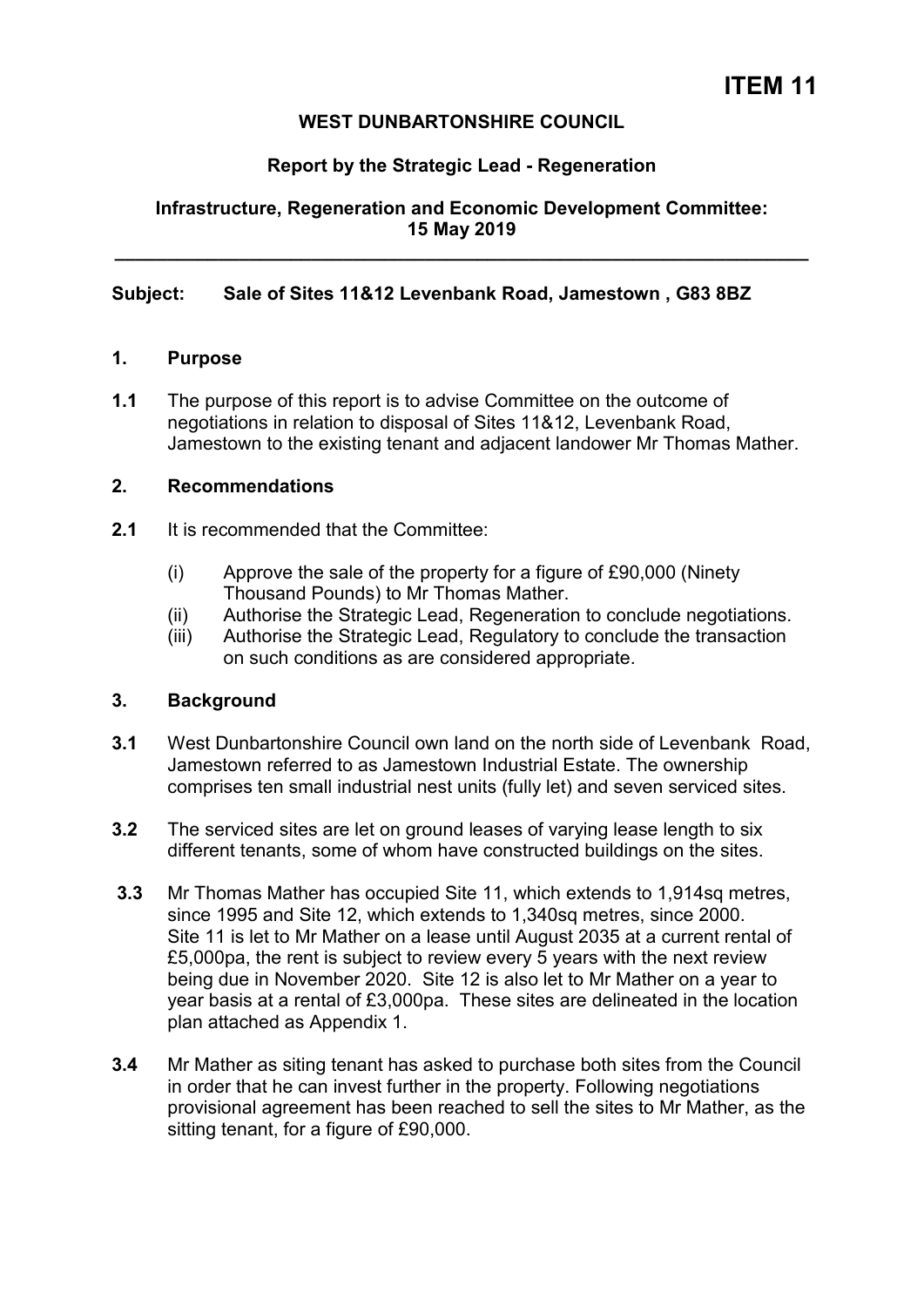# ITEM 11

**WEST DUNBARTONSHIRE COUNCIL**

**Report by the Strategic Lead - Regeneration**

**Infrastructure, Regeneration and Economic Development Committee: 15 May 2019**

---

**Subject: Sale of Sites 11&12 Levenbank Road, Jamestown , G83 8BZ**

## 1. Purpose

**1.1** The purpose of this report is to advise Committee on the outcome of negotiations in relation to disposal of Sites 11&12, Levenbank Road, Jamestown to the existing tenant and adjacent landowner Mr Thomas Mather.

## 2. Recommendations

**2.1** It is recommended that the Committee:

(i) Approve the sale of the property for a figure of £90,000 (Ninety Thousand Pounds) to Mr Thomas Mather.
(ii) Authorise the Strategic Lead, Regeneration to conclude negotiations.
(iii) Authorise the Strategic Lead, Regulatory to conclude the transaction on such conditions as are considered appropriate.

## 3. Background

**3.1** West Dunbartonshire Council own land on the north side of Levenbank Road, Jamestown referred to as Jamestown Industrial Estate. The ownership comprises ten small industrial nest units (fully let) and seven serviced sites.

**3.2** The serviced sites are let on ground leases of varying lease length to six different tenants, some of whom have constructed buildings on the sites.

**3.3** Mr Thomas Mather has occupied Site 11, which extends to 1,914sq metres, since 1995 and Site 12, which extends to 1,340sq metres, since 2000. Site 11 is let to Mr Mather on a lease until August 2035 at a current rental of £5,000pa, the rent is subject to review every 5 years with the next review being due in November 2020. Site 12 is also let to Mr Mather on a year to year basis at a rental of £3,000pa. These sites are delineated in the location plan attached as Appendix 1.

**3.4** Mr Mather as siting tenant has asked to purchase both sites from the Council in order that he can invest further in the property. Following negotiations provisional agreement has been reached to sell the sites to Mr Mather, as the sitting tenant, for a figure of £90,000.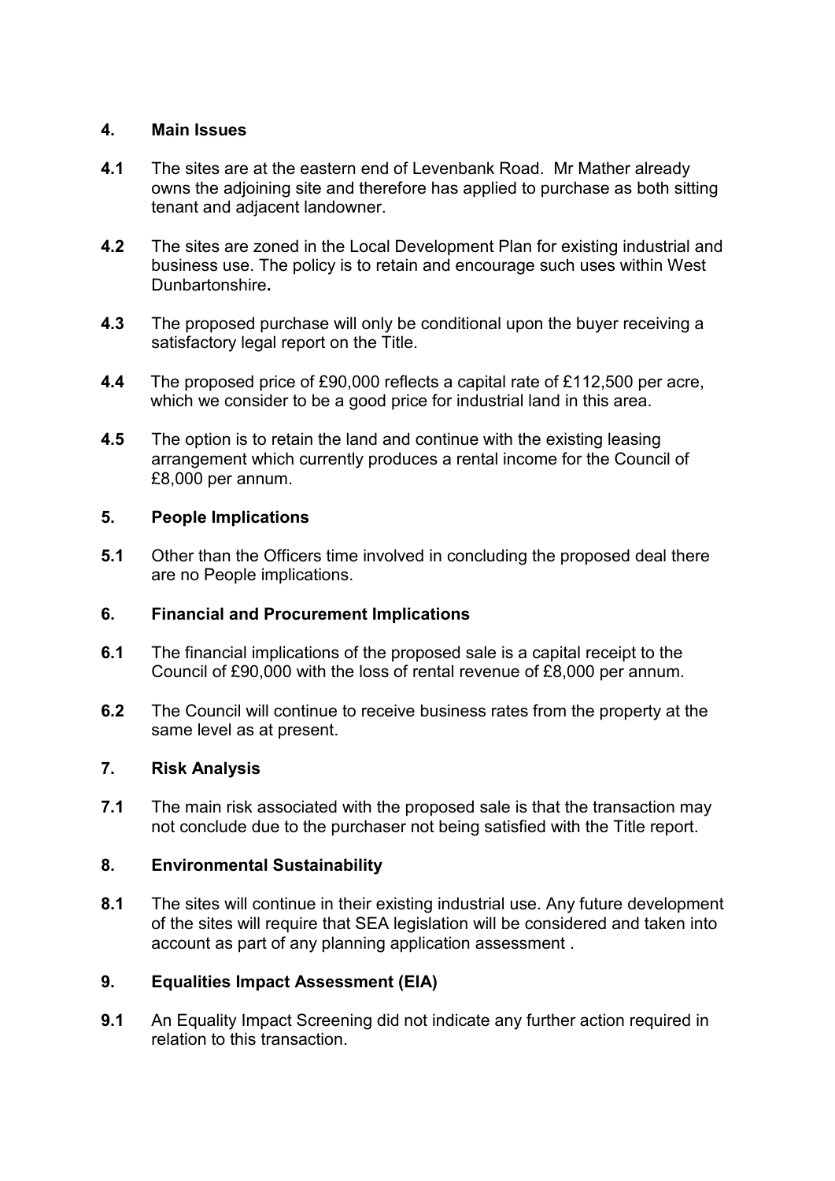## 4. Main Issues

**4.1** The sites are at the eastern end of Levenbank Road. Mr Mather already owns the adjoining site and therefore has applied to purchase as both sitting tenant and adjacent landowner.

**4.2** The sites are zoned in the Local Development Plan for existing industrial and business use. The policy is to retain and encourage such uses within West Dunbartonshire**.**

**4.3** The proposed purchase will only be conditional upon the buyer receiving a satisfactory legal report on the Title.

**4.4** The proposed price of £90,000 reflects a capital rate of £112,500 per acre, which we consider to be a good price for industrial land in this area.

**4.5** The option is to retain the land and continue with the existing leasing arrangement which currently produces a rental income for the Council of £8,000 per annum.

## 5. People Implications

**5.1** Other than the Officers time involved in concluding the proposed deal there are no People implications.

## 6. Financial and Procurement Implications

**6.1** The financial implications of the proposed sale is a capital receipt to the Council of £90,000 with the loss of rental revenue of £8,000 per annum.

**6.2** The Council will continue to receive business rates from the property at the same level as at present.

## 7. Risk Analysis

**7.1** The main risk associated with the proposed sale is that the transaction may not conclude due to the purchaser not being satisfied with the Title report.

## 8. Environmental Sustainability

**8.1** The sites will continue in their existing industrial use. Any future development of the sites will require that SEA legislation will be considered and taken into account as part of any planning application assessment .

## 9. Equalities Impact Assessment (EIA)

**9.1** An Equality Impact Screening did not indicate any further action required in relation to this transaction.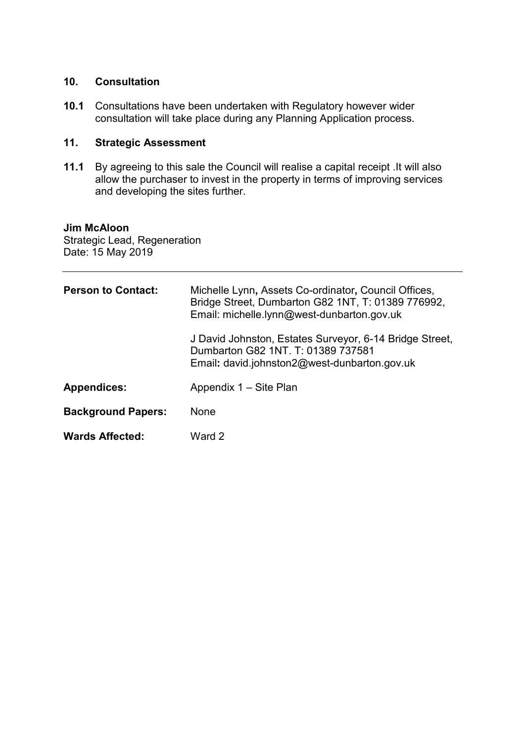## 10. Consultation

**10.1** Consultations have been undertaken with Regulatory however wider consultation will take place during any Planning Application process.

## 11. Strategic Assessment

**11.1** By agreeing to this sale the Council will realise a capital receipt .It will also allow the purchaser to invest in the property in terms of improving services and developing the sites further.

**Jim McAloon**
Strategic Lead, Regeneration
Date: 15 May 2019

---

| | |
|---|---|
| **Person to Contact:** | Michelle Lynn**,** Assets Co-ordinator**,** Council Offices, Bridge Street, Dumbarton G82 1NT, T: 01389 776992, Email: michelle.lynn@west-dunbarton.gov.uk<br><br>J David Johnston, Estates Surveyor, 6-14 Bridge Street, Dumbarton G82 1NT. T: 01389 737581 Email**:** david.johnston2@west-dunbarton.gov.uk |
| **Appendices:** | Appendix 1 – Site Plan |
| **Background Papers:** | None |
| **Wards Affected:** | Ward 2 |